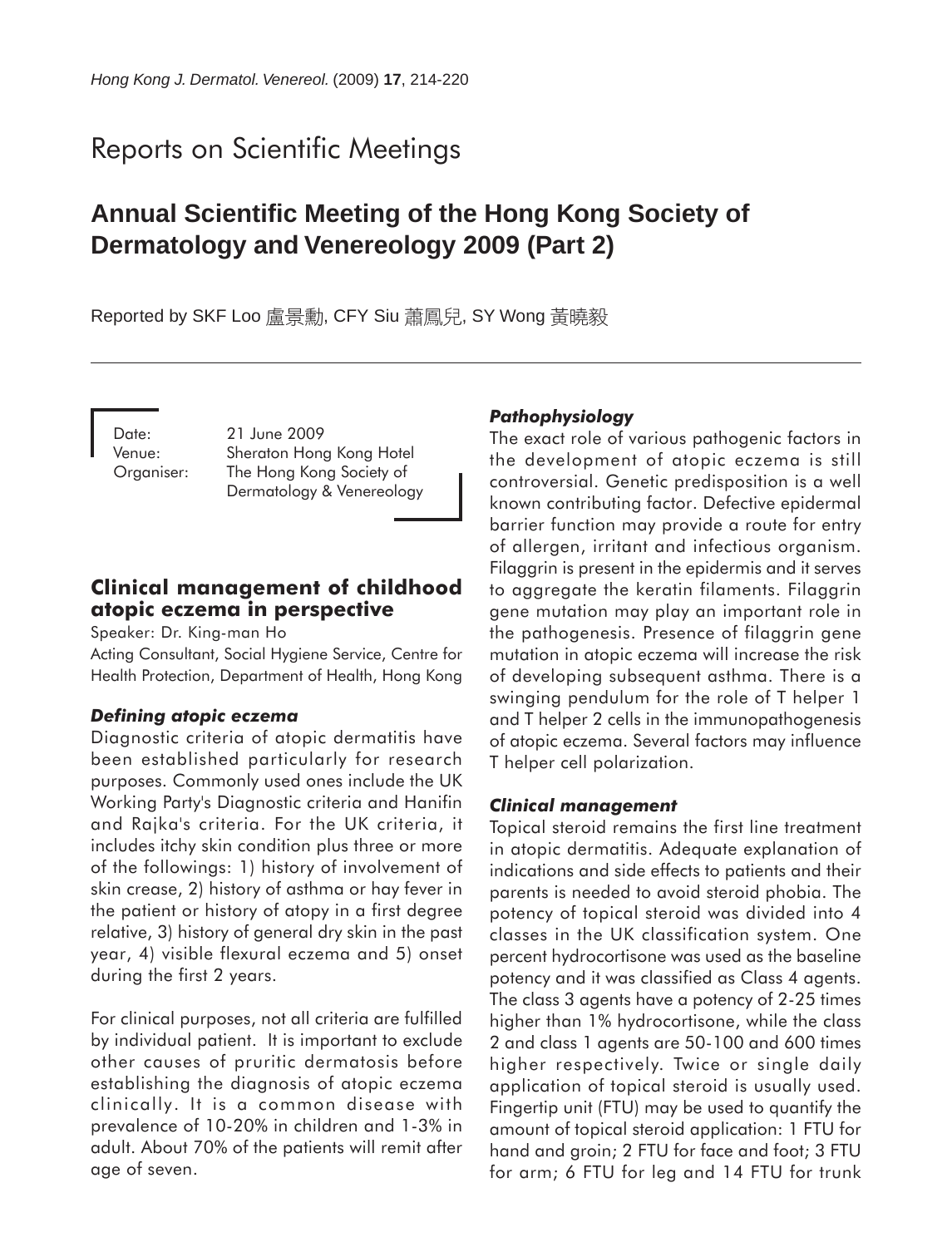# Reports on Scientific Meetings

## Annual Scientific Meeting of the Hong Kong Society of Dermatology and Venereology 2009 (Part 2)

Reported by SKF Loo 盧景勳, CFY Siu 蕭鳳兒, SY Wong 黃曉毅

Date: 21 June 2009
Venue: Sheraton Hong Kong Hotel
Organiser: The Hong Kong Society of Dermatology & Venereology

### Clinical management of childhood atopic eczema in perspective

Speaker: Dr. King-man Ho

Acting Consultant, Social Hygiene Service, Centre for Health Protection, Department of Health, Hong Kong

#### *Defining atopic eczema*

Diagnostic criteria of atopic dermatitis have been established particularly for research purposes. Commonly used ones include the UK Working Party's Diagnostic criteria and Hanifin and Rajka's criteria. For the UK criteria, it includes itchy skin condition plus three or more of the followings: 1) history of involvement of skin crease, 2) history of asthma or hay fever in the patient or history of atopy in a first degree relative, 3) history of general dry skin in the past year, 4) visible flexural eczema and 5) onset during the first 2 years.

For clinical purposes, not all criteria are fulfilled by individual patient. It is important to exclude other causes of pruritic dermatosis before establishing the diagnosis of atopic eczema clinically. It is a common disease with prevalence of 10-20% in children and 1-3% in adult. About 70% of the patients will remit after age of seven.

#### *Pathophysiology*

The exact role of various pathogenic factors in the development of atopic eczema is still controversial. Genetic predisposition is a well known contributing factor. Defective epidermal barrier function may provide a route for entry of allergen, irritant and infectious organism. Filaggrin is present in the epidermis and it serves to aggregate the keratin filaments. Filaggrin gene mutation may play an important role in the pathogenesis. Presence of filaggrin gene mutation in atopic eczema will increase the risk of developing subsequent asthma. There is a swinging pendulum for the role of T helper 1 and T helper 2 cells in the immunopathogenesis of atopic eczema. Several factors may influence T helper cell polarization.

#### *Clinical management*

Topical steroid remains the first line treatment in atopic dermatitis. Adequate explanation of indications and side effects to patients and their parents is needed to avoid steroid phobia. The potency of topical steroid was divided into 4 classes in the UK classification system. One percent hydrocortisone was used as the baseline potency and it was classified as Class 4 agents. The class 3 agents have a potency of 2-25 times higher than 1% hydrocortisone, while the class 2 and class 1 agents are 50-100 and 600 times higher respectively. Twice or single daily application of topical steroid is usually used. Fingertip unit (FTU) may be used to quantify the amount of topical steroid application: 1 FTU for hand and groin; 2 FTU for face and foot; 3 FTU for arm; 6 FTU for leg and 14 FTU for trunk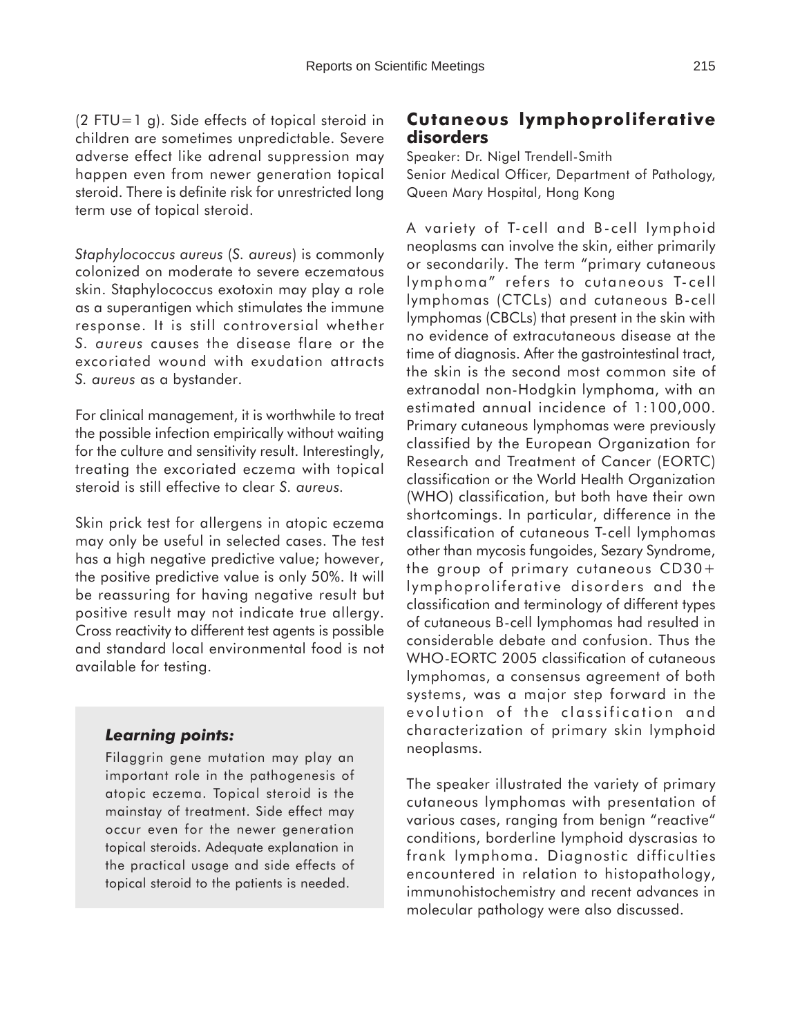(2 FTU=1 g). Side effects of topical steroid in children are sometimes unpredictable. Severe adverse effect like adrenal suppression may happen even from newer generation topical steroid. There is definite risk for unrestricted long term use of topical steroid.

*Staphylococcus aureus* (*S. aureus*) is commonly colonized on moderate to severe eczematous skin. Staphylococcus exotoxin may play a role as a superantigen which stimulates the immune response. It is still controversial whether *S. aureus* causes the disease flare or the excoriated wound with exudation attracts *S. aureus* as a bystander.

For clinical management, it is worthwhile to treat the possible infection empirically without waiting for the culture and sensitivity result. Interestingly, treating the excoriated eczema with topical steroid is still effective to clear *S. aureus*.

Skin prick test for allergens in atopic eczema may only be useful in selected cases. The test has a high negative predictive value; however, the positive predictive value is only 50%. It will be reassuring for having negative result but positive result may not indicate true allergy. Cross reactivity to different test agents is possible and standard local environmental food is not available for testing.

> ***Learning points:***
>
> Filaggrin gene mutation may play an important role in the pathogenesis of atopic eczema. Topical steroid is the mainstay of treatment. Side effect may occur even for the newer generation topical steroids. Adequate explanation in the practical usage and side effects of topical steroid to the patients is needed.

## Cutaneous lymphoproliferative disorders

Speaker: Dr. Nigel Trendell-Smith
Senior Medical Officer, Department of Pathology, Queen Mary Hospital, Hong Kong

A variety of T-cell and B-cell lymphoid neoplasms can involve the skin, either primarily or secondarily. The term "primary cutaneous lymphoma" refers to cutaneous T-cell lymphomas (CTCLs) and cutaneous B-cell lymphomas (CBCLs) that present in the skin with no evidence of extracutaneous disease at the time of diagnosis. After the gastrointestinal tract, the skin is the second most common site of extranodal non-Hodgkin lymphoma, with an estimated annual incidence of 1:100,000. Primary cutaneous lymphomas were previously classified by the European Organization for Research and Treatment of Cancer (EORTC) classification or the World Health Organization (WHO) classification, but both have their own shortcomings. In particular, difference in the classification of cutaneous T-cell lymphomas other than mycosis fungoides, Sezary Syndrome, the group of primary cutaneous CD30+ lymphoproliferative disorders and the classification and terminology of different types of cutaneous B-cell lymphomas had resulted in considerable debate and confusion. Thus the WHO-EORTC 2005 classification of cutaneous lymphomas, a consensus agreement of both systems, was a major step forward in the evolution of the classification and characterization of primary skin lymphoid neoplasms.

The speaker illustrated the variety of primary cutaneous lymphomas with presentation of various cases, ranging from benign "reactive" conditions, borderline lymphoid dyscrasias to frank lymphoma. Diagnostic difficulties encountered in relation to histopathology, immunohistochemistry and recent advances in molecular pathology were also discussed.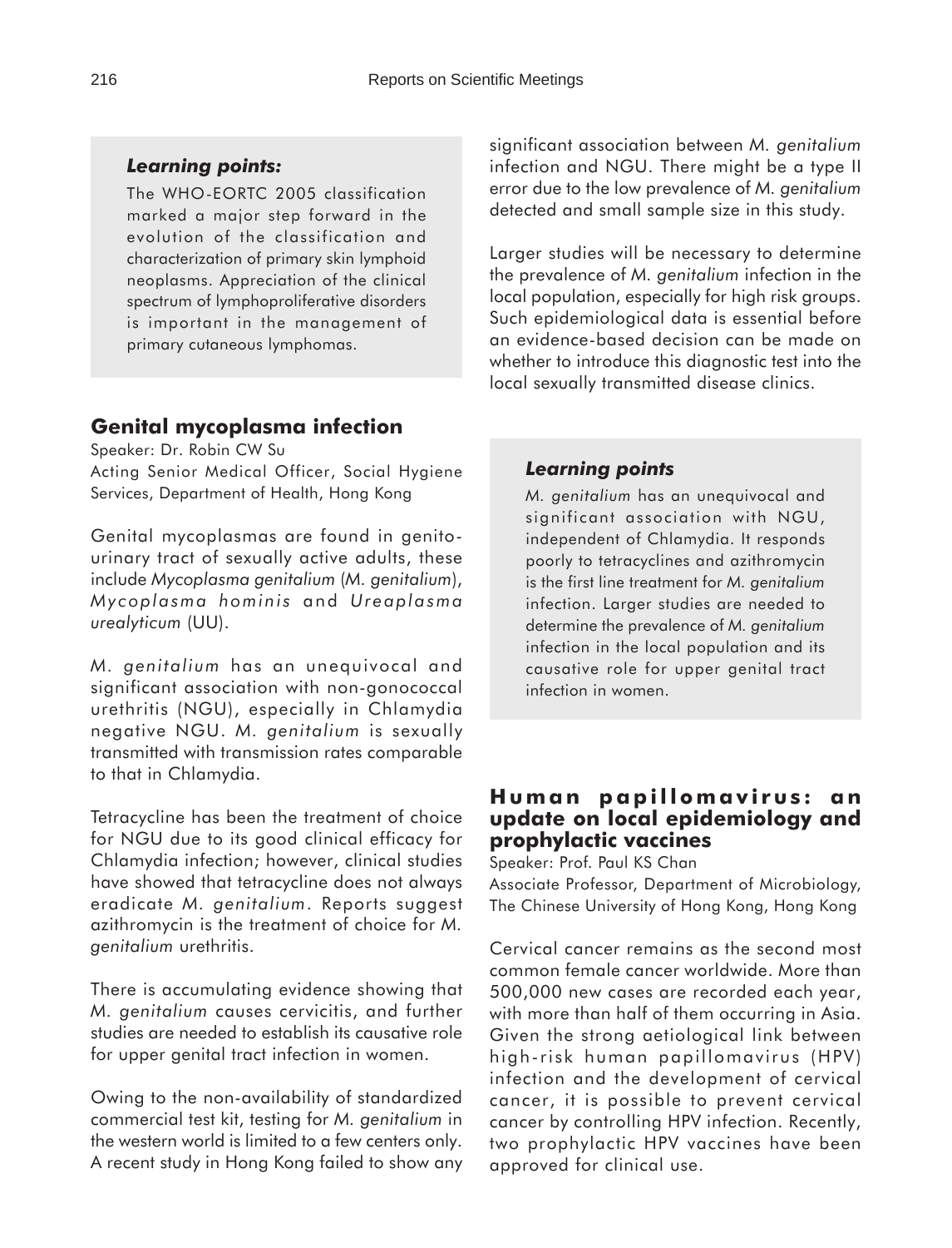### *Learning points:*

The WHO-EORTC 2005 classification marked a major step forward in the evolution of the classification and characterization of primary skin lymphoid neoplasms. Appreciation of the clinical spectrum of lymphoproliferative disorders is important in the management of primary cutaneous lymphomas.

## Genital mycoplasma infection

Speaker: Dr. Robin CW Su

Acting Senior Medical Officer, Social Hygiene Services, Department of Health, Hong Kong

Genital mycoplasmas are found in genitourinary tract of sexually active adults, these include *Mycoplasma genitalium* (*M. genitalium*), *Mycoplasma hominis* and *Ureaplasma urealyticum* (UU).

*M. genitalium* has an unequivocal and significant association with non-gonococcal urethritis (NGU), especially in Chlamydia negative NGU. *M. genitalium* is sexually transmitted with transmission rates comparable to that in Chlamydia.

Tetracycline has been the treatment of choice for NGU due to its good clinical efficacy for Chlamydia infection; however, clinical studies have showed that tetracycline does not always eradicate *M. genitalium*. Reports suggest azithromycin is the treatment of choice for *M. genitalium* urethritis.

There is accumulating evidence showing that *M. genitalium* causes cervicitis, and further studies are needed to establish its causative role for upper genital tract infection in women.

Owing to the non-availability of standardized commercial test kit, testing for *M. genitalium* in the western world is limited to a few centers only. A recent study in Hong Kong failed to show any significant association between *M. genitalium* infection and NGU. There might be a type II error due to the low prevalence of *M. genitalium* detected and small sample size in this study.

Larger studies will be necessary to determine the prevalence of *M. genitalium* infection in the local population, especially for high risk groups. Such epidemiological data is essential before an evidence-based decision can be made on whether to introduce this diagnostic test into the local sexually transmitted disease clinics.

### *Learning points*

*M. genitalium* has an unequivocal and significant association with NGU, independent of Chlamydia. It responds poorly to tetracyclines and azithromycin is the first line treatment for *M. genitalium* infection. Larger studies are needed to determine the prevalence of *M. genitalium* infection in the local population and its causative role for upper genital tract infection in women.

## Human papillomavirus: an update on local epidemiology and prophylactic vaccines

Speaker: Prof. Paul KS Chan

Associate Professor, Department of Microbiology, The Chinese University of Hong Kong, Hong Kong

Cervical cancer remains as the second most common female cancer worldwide. More than 500,000 new cases are recorded each year, with more than half of them occurring in Asia. Given the strong aetiological link between high-risk human papillomavirus (HPV) infection and the development of cervical cancer, it is possible to prevent cervical cancer by controlling HPV infection. Recently, two prophylactic HPV vaccines have been approved for clinical use.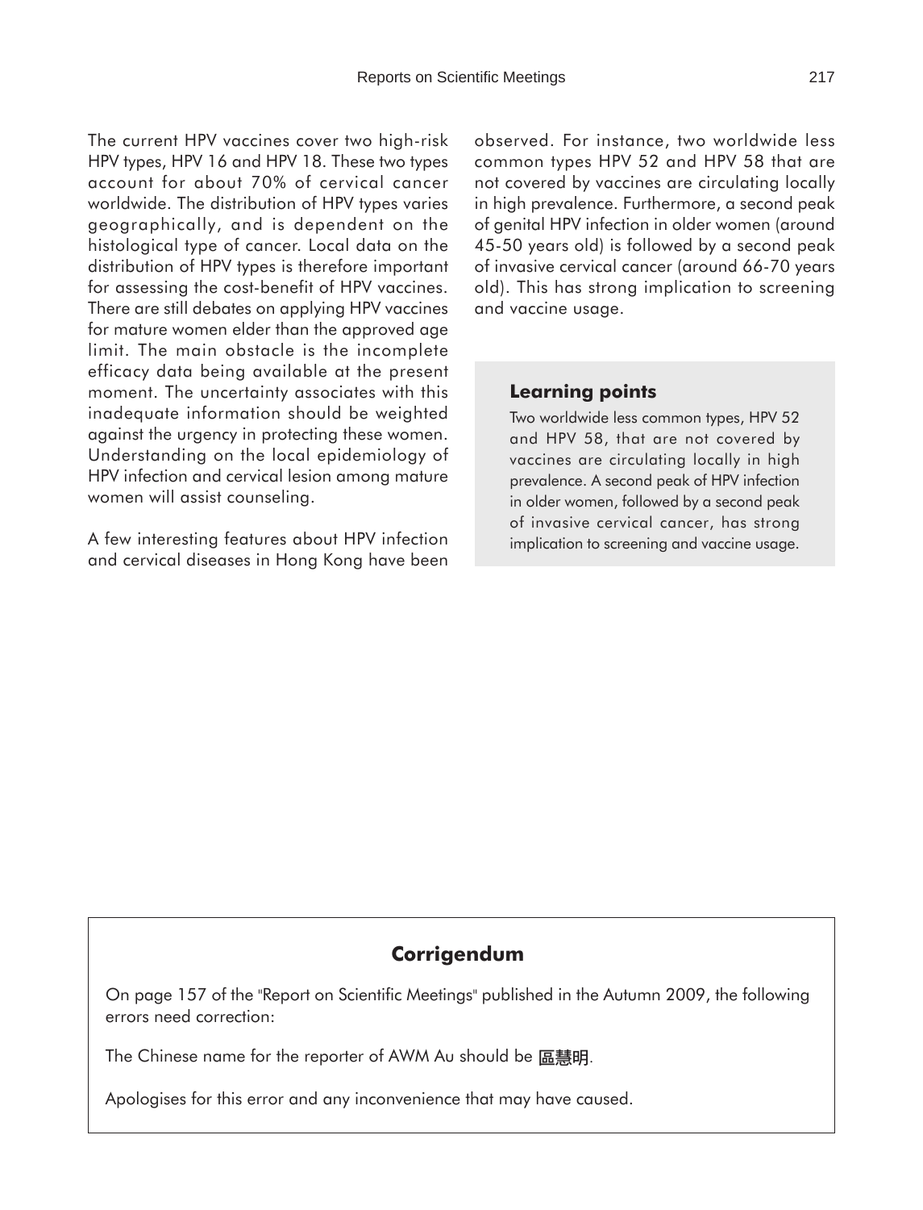The current HPV vaccines cover two high-risk HPV types, HPV 16 and HPV 18. These two types account for about 70% of cervical cancer worldwide. The distribution of HPV types varies geographically, and is dependent on the histological type of cancer. Local data on the distribution of HPV types is therefore important for assessing the cost-benefit of HPV vaccines. There are still debates on applying HPV vaccines for mature women elder than the approved age limit. The main obstacle is the incomplete efficacy data being available at the present moment. The uncertainty associates with this inadequate information should be weighted against the urgency in protecting these women. Understanding on the local epidemiology of HPV infection and cervical lesion among mature women will assist counseling.

A few interesting features about HPV infection and cervical diseases in Hong Kong have been observed. For instance, two worldwide less common types HPV 52 and HPV 58 that are not covered by vaccines are circulating locally in high prevalence. Furthermore, a second peak of genital HPV infection in older women (around 45-50 years old) is followed by a second peak of invasive cervical cancer (around 66-70 years old). This has strong implication to screening and vaccine usage.

### Learning points

Two worldwide less common types, HPV 52 and HPV 58, that are not covered by vaccines are circulating locally in high prevalence. A second peak of HPV infection in older women, followed by a second peak of invasive cervical cancer, has strong implication to screening and vaccine usage.

## Corrigendum

On page 157 of the "Report on Scientific Meetings" published in the Autumn 2009, the following errors need correction:

The Chinese name for the reporter of AWM Au should be 區慧明.

Apologises for this error and any inconvenience that may have caused.